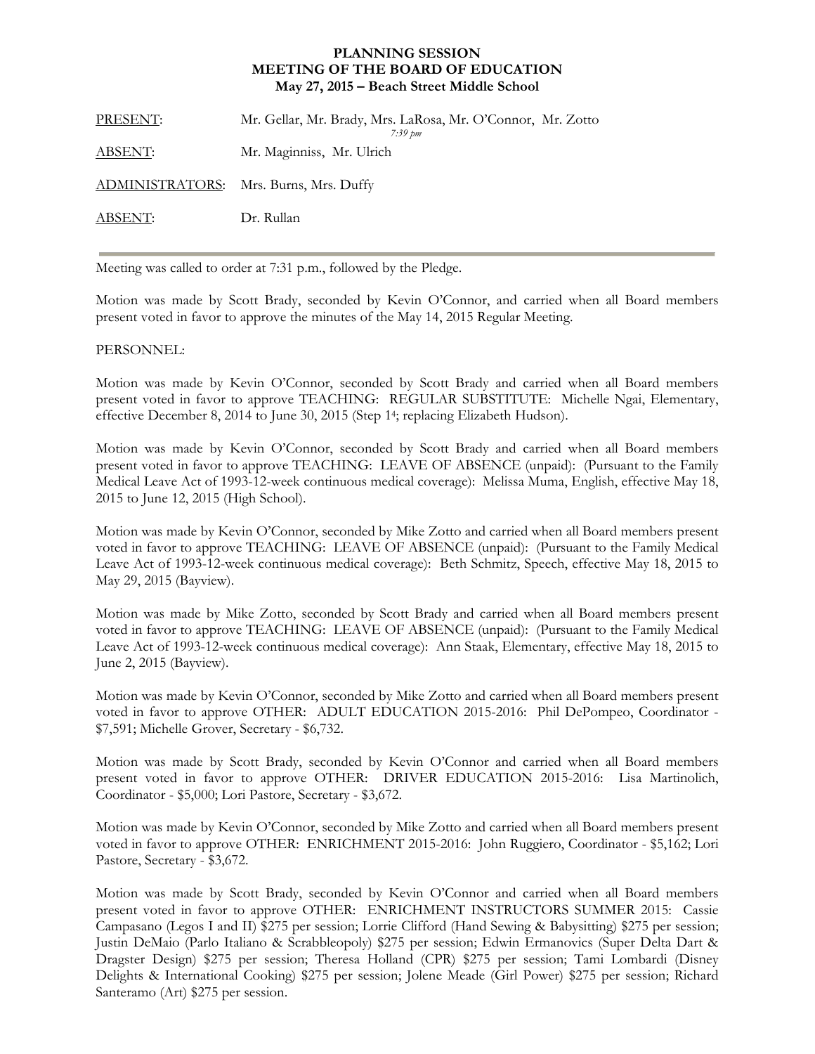**PLANNING SESSION**
**MEETING OF THE BOARD OF EDUCATION**
**May 27, 2015 – Beach Street Middle School**

PRESENT: Mr. Gellar, Mr. Brady, Mrs. LaRosa, Mr. O'Connor, Mr. Zotto
*7:39 pm*

ABSENT: Mr. Maginniss, Mr. Ulrich

ADMINISTRATORS: Mrs. Burns, Mrs. Duffy

ABSENT: Dr. Rullan

---

Meeting was called to order at 7:31 p.m., followed by the Pledge.

Motion was made by Scott Brady, seconded by Kevin O'Connor, and carried when all Board members present voted in favor to approve the minutes of the May 14, 2015 Regular Meeting.

PERSONNEL:

Motion was made by Kevin O'Connor, seconded by Scott Brady and carried when all Board members present voted in favor to approve TEACHING: REGULAR SUBSTITUTE: Michelle Ngai, Elementary, effective December 8, 2014 to June 30, 2015 (Step 1[4]; replacing Elizabeth Hudson).

Motion was made by Kevin O'Connor, seconded by Scott Brady and carried when all Board members present voted in favor to approve TEACHING: LEAVE OF ABSENCE (unpaid): (Pursuant to the Family Medical Leave Act of 1993-12-week continuous medical coverage): Melissa Muma, English, effective May 18, 2015 to June 12, 2015 (High School).

Motion was made by Kevin O'Connor, seconded by Mike Zotto and carried when all Board members present voted in favor to approve TEACHING: LEAVE OF ABSENCE (unpaid): (Pursuant to the Family Medical Leave Act of 1993-12-week continuous medical coverage): Beth Schmitz, Speech, effective May 18, 2015 to May 29, 2015 (Bayview).

Motion was made by Mike Zotto, seconded by Scott Brady and carried when all Board members present voted in favor to approve TEACHING: LEAVE OF ABSENCE (unpaid): (Pursuant to the Family Medical Leave Act of 1993-12-week continuous medical coverage): Ann Staak, Elementary, effective May 18, 2015 to June 2, 2015 (Bayview).

Motion was made by Kevin O'Connor, seconded by Mike Zotto and carried when all Board members present voted in favor to approve OTHER: ADULT EDUCATION 2015-2016: Phil DePompeo, Coordinator - $7,591; Michelle Grover, Secretary - $6,732.

Motion was made by Scott Brady, seconded by Kevin O'Connor and carried when all Board members present voted in favor to approve OTHER: DRIVER EDUCATION 2015-2016: Lisa Martinolich, Coordinator - $5,000; Lori Pastore, Secretary - $3,672.

Motion was made by Kevin O'Connor, seconded by Mike Zotto and carried when all Board members present voted in favor to approve OTHER: ENRICHMENT 2015-2016: John Ruggiero, Coordinator - $5,162; Lori Pastore, Secretary - $3,672.

Motion was made by Scott Brady, seconded by Kevin O'Connor and carried when all Board members present voted in favor to approve OTHER: ENRICHMENT INSTRUCTORS SUMMER 2015: Cassie Campasano (Legos I and II) $275 per session; Lorrie Clifford (Hand Sewing & Babysitting) $275 per session; Justin DeMaio (Parlo Italiano & Scrabbleopoly) $275 per session; Edwin Ermanovics (Super Delta Dart & Dragster Design) $275 per session; Theresa Holland (CPR) $275 per session; Tami Lombardi (Disney Delights & International Cooking) $275 per session; Jolene Meade (Girl Power) $275 per session; Richard Santeramo (Art) $275 per session.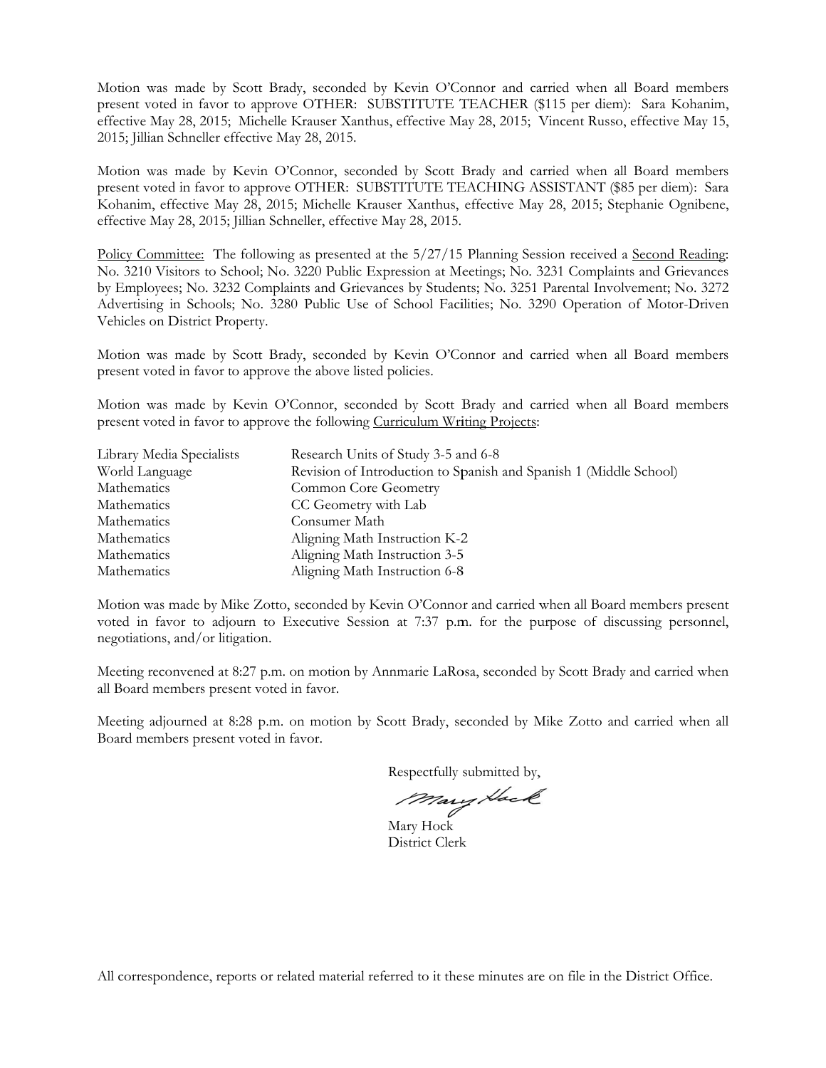Motion was made by Scott Brady, seconded by Kevin O'Connor and carried when all Board members present voted in favor to approve OTHER: SUBSTITUTE TEACHER ($115 per diem): Sara Kohanim, effective May 28, 2015; Michelle Krauser Xanthus, effective May 28, 2015; Vincent Russo, effective May 15, 2015; Jillian Schneller effective May 28, 2015.

Motion was made by Kevin O'Connor, seconded by Scott Brady and carried when all Board members present voted in favor to approve OTHER: SUBSTITUTE TEACHING ASSISTANT ($85 per diem): Sara Kohanim, effective May 28, 2015; Michelle Krauser Xanthus, effective May 28, 2015; Stephanie Ognibene, effective May 28, 2015; Jillian Schneller, effective May 28, 2015.

Policy Committee: The following as presented at the 5/27/15 Planning Session received a Second Reading: No. 3210 Visitors to School; No. 3220 Public Expression at Meetings; No. 3231 Complaints and Grievances by Employees; No. 3232 Complaints and Grievances by Students; No. 3251 Parental Involvement; No. 3272 Advertising in Schools; No. 3280 Public Use of School Facilities; No. 3290 Operation of Motor-Driven Vehicles on District Property.

Motion was made by Scott Brady, seconded by Kevin O'Connor and carried when all Board members present voted in favor to approve the above listed policies.

Motion was made by Kevin O'Connor, seconded by Scott Brady and carried when all Board members present voted in favor to approve the following Curriculum Writing Projects:

| | |
|---|---|
| Library Media Specialists | Research Units of Study 3-5 and 6-8 |
| World Language | Revision of Introduction to Spanish and Spanish 1 (Middle School) |
| Mathematics | Common Core Geometry |
| Mathematics | CC Geometry with Lab |
| Mathematics | Consumer Math |
| Mathematics | Aligning Math Instruction K-2 |
| Mathematics | Aligning Math Instruction 3-5 |
| Mathematics | Aligning Math Instruction 6-8 |

Motion was made by Mike Zotto, seconded by Kevin O'Connor and carried when all Board members present voted in favor to adjourn to Executive Session at 7:37 p.m. for the purpose of discussing personnel, negotiations, and/or litigation.

Meeting reconvened at 8:27 p.m. on motion by Annmarie LaRosa, seconded by Scott Brady and carried when all Board members present voted in favor.

Meeting adjourned at 8:28 p.m. on motion by Scott Brady, seconded by Mike Zotto and carried when all Board members present voted in favor.

Respectfully submitted by,

Mary Hock

Mary Hock
District Clerk

All correspondence, reports or related material referred to it these minutes are on file in the District Office.